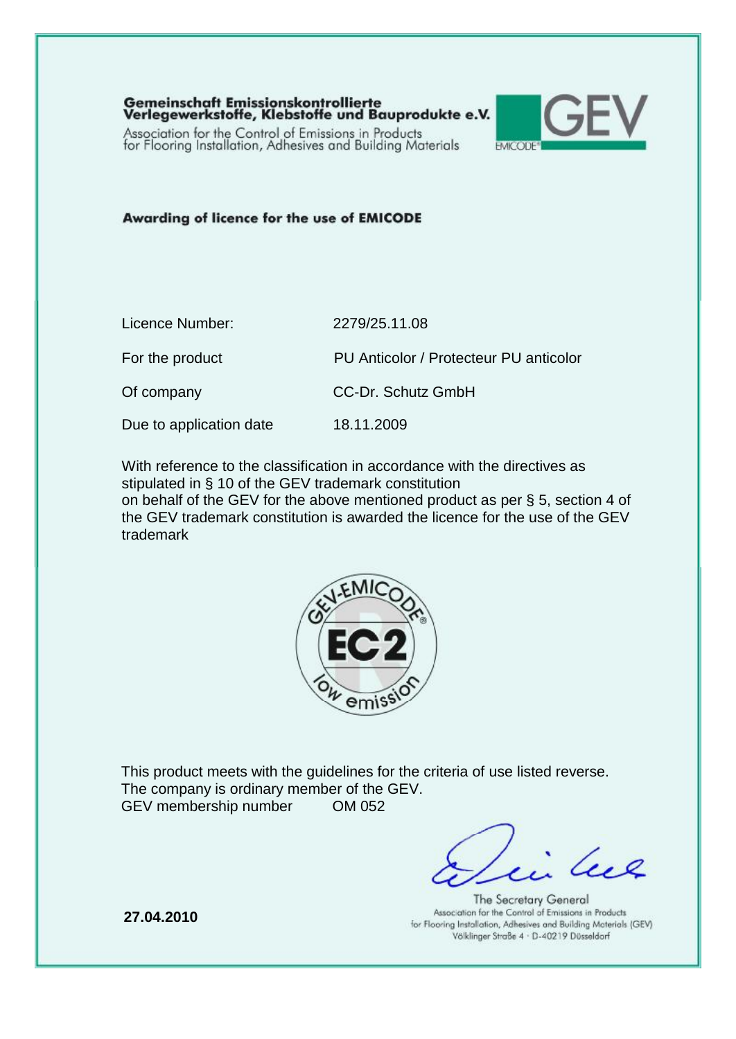**Gemeinschaft Emissionskontrollierte Verlegewerkstoffe, Klebstoffe und Bauprodukte e.V.**

Association for the Control of Emissions in Products for Flooring Installation, Adhesives and Building Materials

GEV EMICODE®

## Awarding of licence for the use of EMICODE

| | |
|---|---|
| Licence Number: | 2279/25.11.08 |
| For the product | PU Anticolor / Protecteur PU anticolor |
| Of company | CC-Dr. Schutz GmbH |
| Due to application date | 18.11.2009 |

With reference to the classification in accordance with the directives as stipulated in § 10 of the GEV trademark constitution on behalf of the GEV for the above mentioned product as per § 5, section 4 of the GEV trademark constitution is awarded the licence for the use of the GEV trademark

GEV-EMICODE® EC2 low emission

This product meets with the guidelines for the criteria of use listed reverse.
The company is ordinary member of the GEV.
GEV membership number OM 052

The Secretary General
Association for the Control of Emissions in Products for Flooring Installation, Adhesives and Building Materials (GEV)
Völklinger Straße 4 · D-40219 Düsseldorf

**27.04.2010**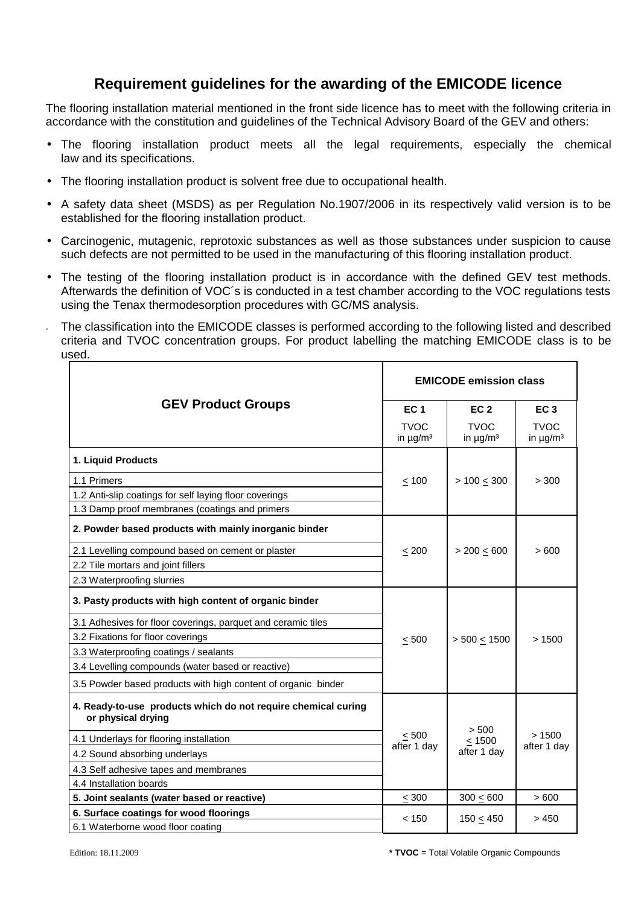# Requirement guidelines for the awarding of the EMICODE licence

The flooring installation material mentioned in the front side licence has to meet with the following criteria in accordance with the constitution and guidelines of the Technical Advisory Board of the GEV and others:

- The flooring installation product meets all the legal requirements, especially the chemical law and its specifications.
- The flooring installation product is solvent free due to occupational health.
- A safety data sheet (MSDS) as per Regulation No.1907/2006 in its respectively valid version is to be established for the flooring installation product.
- Carcinogenic, mutagenic, reprotoxic substances as well as those substances under suspicion to cause such defects are not permitted to be used in the manufacturing of this flooring installation product.
- The testing of the flooring installation product is in accordance with the defined GEV test methods. Afterwards the definition of VOC´s is conducted in a test chamber according to the VOC regulations tests using the Tenax thermodesorption procedures with GC/MS analysis.
- The classification into the EMICODE classes is performed according to the following listed and described criteria and TVOC concentration groups. For product labelling the matching EMICODE class is to be used.

| GEV Product Groups | EMICODE emission class | | |
|---|---|---|---|
| | EC 1 TVOC in µg/m³ | EC 2 TVOC in µg/m³ | EC 3 TVOC in µg/m³ |
| **1. Liquid Products** | | | |
| 1.1 Primers | ≤ 100 | > 100 ≤ 300 | > 300 |
| 1.2 Anti-slip coatings for self laying floor coverings | | | |
| 1.3 Damp proof membranes (coatings and primers | | | |
| **2. Powder based products with mainly inorganic binder** | | | |
| 2.1 Levelling compound based on cement or plaster | ≤ 200 | > 200 ≤ 600 | > 600 |
| 2.2 Tile mortars and joint fillers | | | |
| 2.3 Waterproofing slurries | | | |
| **3. Pasty products with high content of organic binder** | | | |
| 3.1 Adhesives for floor coverings, parquet and ceramic tiles | | | |
| 3.2 Fixations for floor coverings | ≤ 500 | > 500 ≤ 1500 | > 1500 |
| 3.3 Waterproofing coatings / sealants | | | |
| 3.4 Levelling compounds (water based or reactive) | | | |
| 3.5 Powder based products with high content of organic binder | | | |
| **4. Ready-to-use products which do not require chemical curing or physical drying** | | | |
| 4.1 Underlays for flooring installation | ≤ 500 after 1 day | > 500 ≤ 1500 after 1 day | > 1500 after 1 day |
| 4.2 Sound absorbing underlays | | | |
| 4.3 Self adhesive tapes and membranes | | | |
| 4.4 Installation boards | | | |
| **5. Joint sealants (water based or reactive)** | ≤ 300 | 300 ≤ 600 | > 600 |
| **6. Surface coatings for wood floorings** | < 150 | 150 ≤ 450 | > 450 |
| 6.1 Waterborne wood floor coating | | | |

Edition: 18.11.2009

**\* TVOC** = Total Volatile Organic Compounds